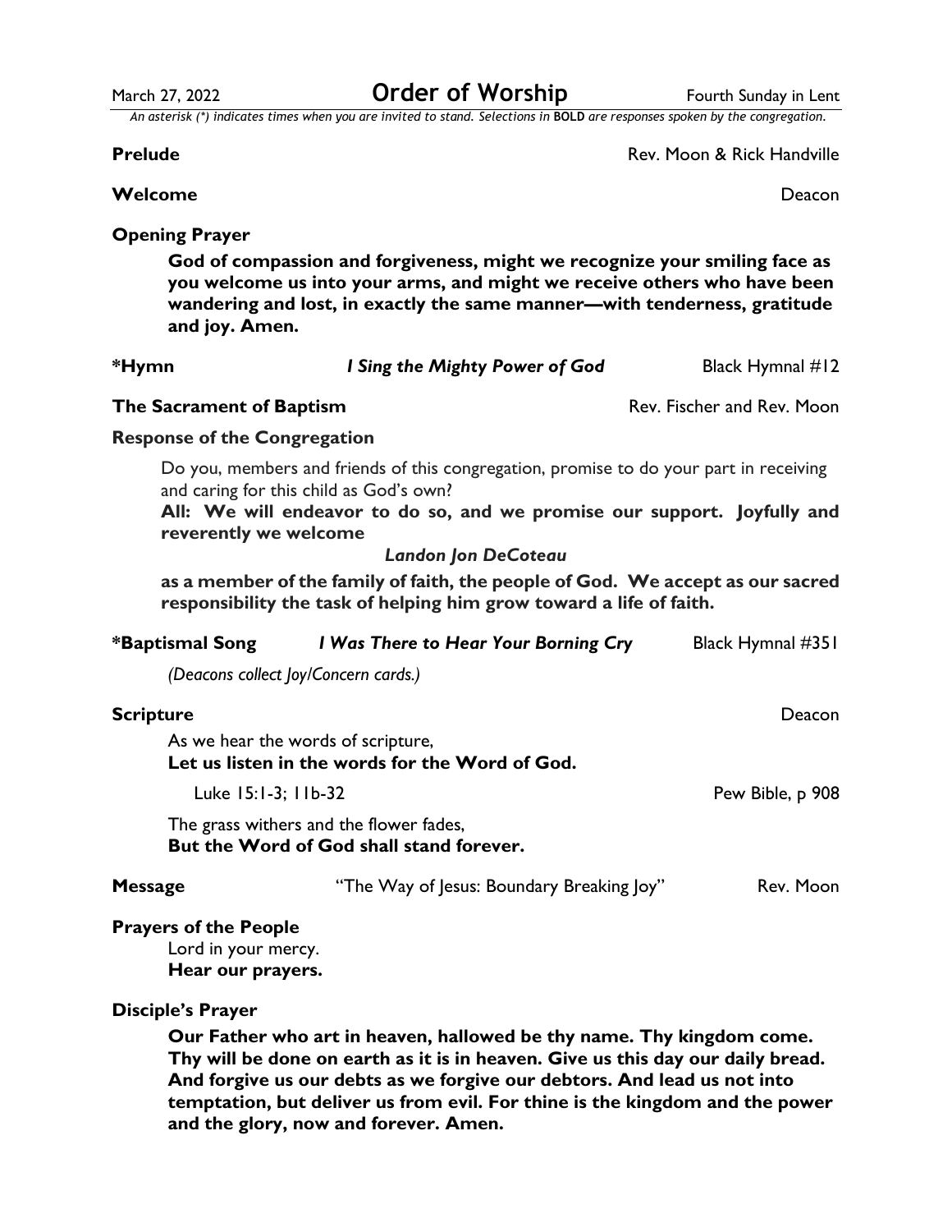March 27, 2022 **Order of Worship** Fourth Sunday in Lent

*An asterisk (*) indicates times when you are invited to stand. Selections in **BOLD** are responses spoken by the congregation.*

**Prelude** Rev. Moon & Rick Handville

**Welcome** Deacon

**Opening Prayer**

**God of compassion and forgiveness, might we recognize your smiling face as you welcome us into your arms, and might we receive others who have been wandering and lost, in exactly the same manner—with tenderness, gratitude and joy. Amen.**

**\*Hymn** ***I Sing the Mighty Power of God*** Black Hymnal #12

**The Sacrament of Baptism** Rev. Fischer and Rev. Moon

**Response of the Congregation**

Do you, members and friends of this congregation, promise to do your part in receiving and caring for this child as God's own?

**All: We will endeavor to do so, and we promise our support. Joyfully and reverently we welcome**

***Landon Jon DeCoteau***

**as a member of the family of faith, the people of God. We accept as our sacred responsibility the task of helping him grow toward a life of faith.**

**\*Baptismal Song** ***I Was There to Hear Your Borning Cry*** Black Hymnal #351

*(Deacons collect Joy/Concern cards.)*

**Scripture** Deacon

As we hear the words of scripture,
**Let us listen in the words for the Word of God.**

Luke 15:1-3; 11b-32 Pew Bible, p 908

The grass withers and the flower fades,
**But the Word of God shall stand forever.**

**Message** "The Way of Jesus: Boundary Breaking Joy" Rev. Moon

**Prayers of the People**

Lord in your mercy.
**Hear our prayers.**

**Disciple's Prayer**

**Our Father who art in heaven, hallowed be thy name. Thy kingdom come. Thy will be done on earth as it is in heaven. Give us this day our daily bread. And forgive us our debts as we forgive our debtors. And lead us not into temptation, but deliver us from evil. For thine is the kingdom and the power and the glory, now and forever. Amen.**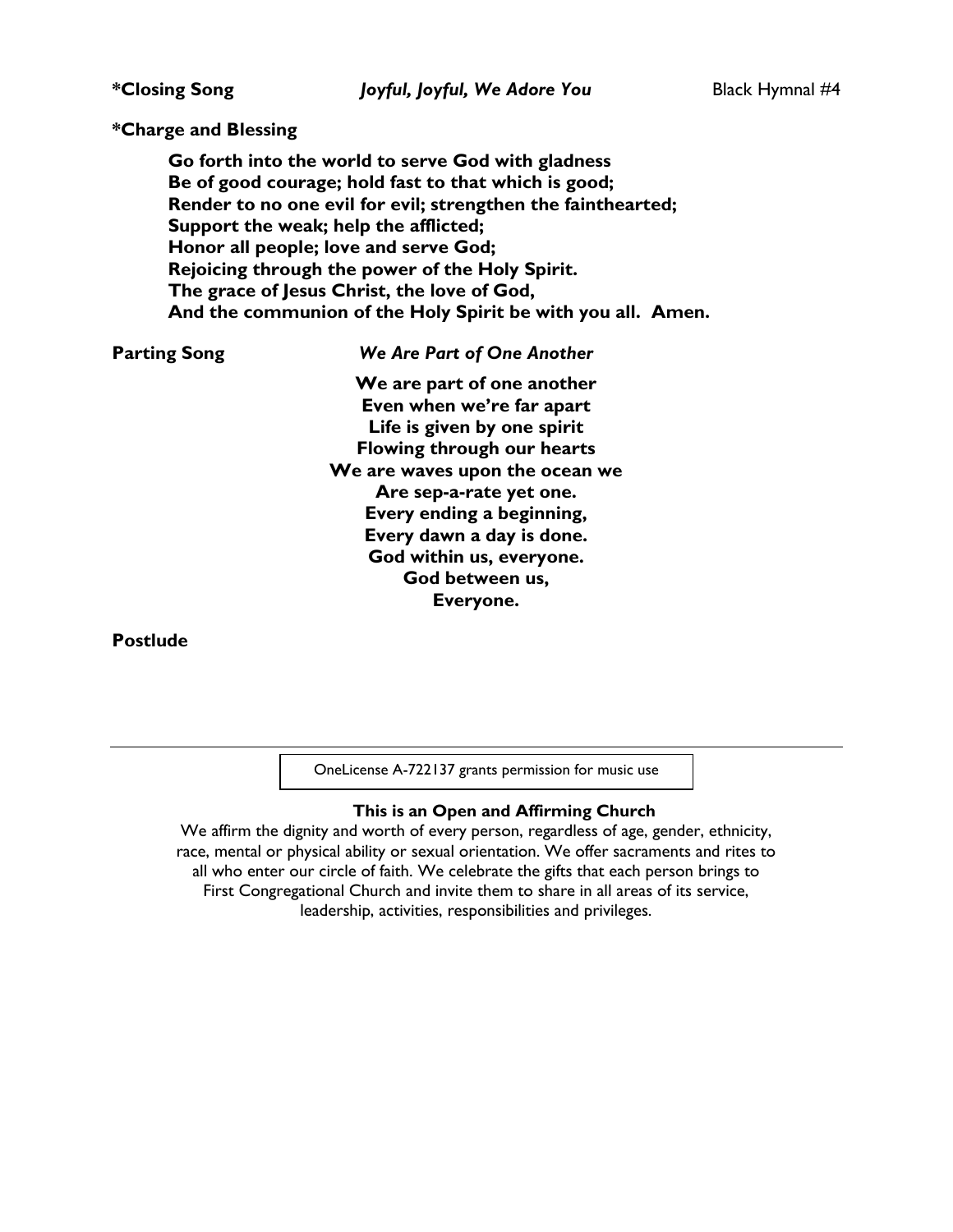**\*Closing Song** ***Joyful, Joyful, We Adore You*** Black Hymnal #4

**\*Charge and Blessing**

**Go forth into the world to serve God with gladness**
**Be of good courage; hold fast to that which is good;**
**Render to no one evil for evil; strengthen the fainthearted;**
**Support the weak; help the afflicted;**
**Honor all people; love and serve God;**
**Rejoicing through the power of the Holy Spirit.**
**The grace of Jesus Christ, the love of God,**
**And the communion of the Holy Spirit be with you all. Amen.**

**Parting Song** ***We Are Part of One Another***

**We are part of one another**
**Even when we're far apart**
**Life is given by one spirit**
**Flowing through our hearts**
**We are waves upon the ocean we**
**Are sep-a-rate yet one.**
**Every ending a beginning,**
**Every dawn a day is done.**
**God within us, everyone.**
**God between us,**
**Everyone.**

**Postlude**

---

OneLicense A-722137 grants permission for music use

**This is an Open and Affirming Church**

We affirm the dignity and worth of every person, regardless of age, gender, ethnicity, race, mental or physical ability or sexual orientation. We offer sacraments and rites to all who enter our circle of faith. We celebrate the gifts that each person brings to First Congregational Church and invite them to share in all areas of its service, leadership, activities, responsibilities and privileges.